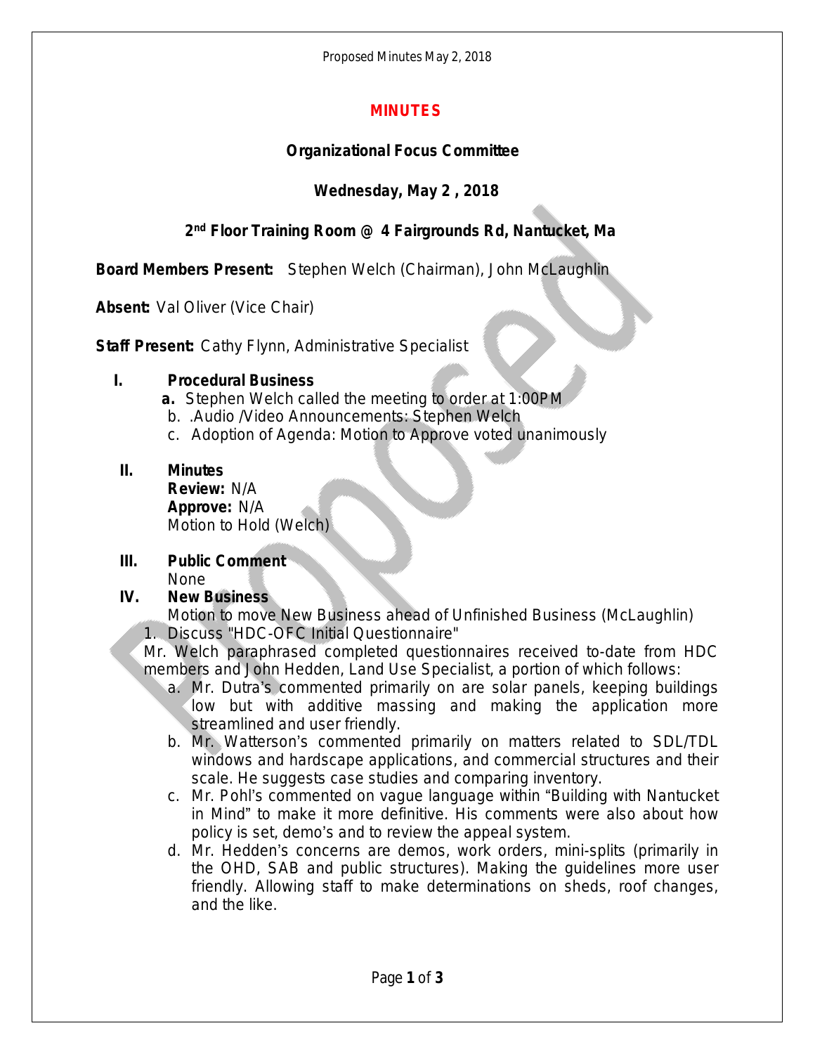# MINUTES

## Organizational Focus Committee

### Wednesday, May 2 , 2018

### 2nd Floor Training Room @ 4 Fairgrounds Rd, Nantucket, Ma

**Board Members Present:** Stephen Welch (Chairman), John McLaughlin

**Absent:** Val Oliver (Vice Chair)

**Staff Present:** Cathy Flynn, Administrative Specialist

**I. Procedural Business**

- **a.** Stephen Welch called the meeting to order at 1:00PM
- b. .Audio /Video Announcements: Stephen Welch
- c. Adoption of Agenda: Motion to Approve voted unanimously

**II. Minutes**

**Review:** N/A
**Approve:** N/A
Motion to Hold (Welch)

**III. Public Comment**

None

**IV. New Business**

Motion to move New Business ahead of Unfinished Business (McLaughlin)

1. Discuss "HDC-OFC Initial Questionnaire"

Mr. Welch paraphrased completed questionnaires received to-date from HDC members and John Hedden, Land Use Specialist, a portion of which follows:

- a. Mr. Dutra's commented primarily on are solar panels, keeping buildings low but with additive massing and making the application more streamlined and user friendly.
- b. Mr. Watterson's commented primarily on matters related to SDL/TDL windows and hardscape applications, and commercial structures and their scale. He suggests case studies and comparing inventory.
- c. Mr. Pohl's commented on vague language within "Building with Nantucket in Mind" to make it more definitive. His comments were also about how policy is set, demo's and to review the appeal system.
- d. Mr. Hedden's concerns are demos, work orders, mini-splits (primarily in the OHD, SAB and public structures). Making the guidelines more user friendly. Allowing staff to make determinations on sheds, roof changes, and the like.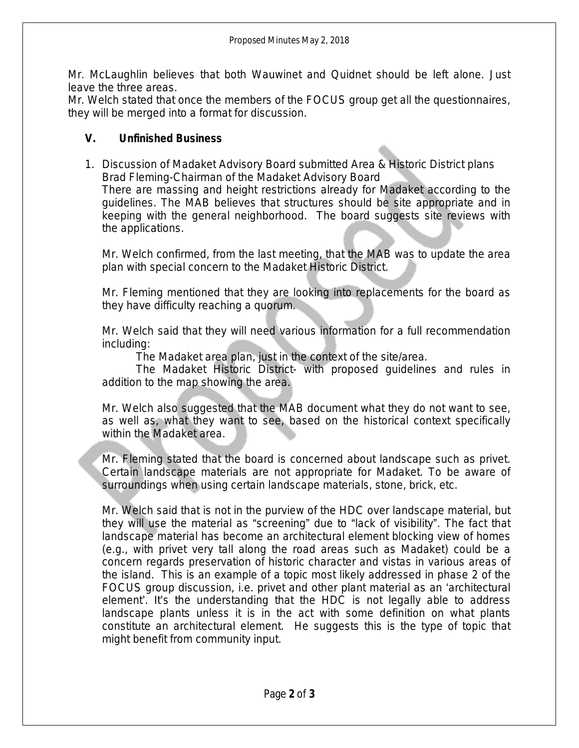Mr. McLaughlin believes that both Wauwinet and Quidnet should be left alone. Just leave the three areas.
Mr. Welch stated that once the members of the FOCUS group get all the questionnaires, they will be merged into a format for discussion.

## V. Unfinished Business

1. Discussion of Madaket Advisory Board submitted Area & Historic District plans
   Brad Fleming-Chairman of the Madaket Advisory Board
   There are massing and height restrictions already for Madaket according to the guidelines. The MAB believes that structures should be site appropriate and in keeping with the general neighborhood. The board suggests site reviews with the applications.

   Mr. Welch confirmed, from the last meeting, that the MAB was to update the area plan with special concern to the Madaket Historic District.

   Mr. Fleming mentioned that they are looking into replacements for the board as they have difficulty reaching a quorum.

   Mr. Welch said that they will need various information for a full recommendation including:
   
   The Madaket area plan, just in the context of the site/area.
   
   The Madaket Historic District- with proposed guidelines and rules in addition to the map showing the area.

   Mr. Welch also suggested that the MAB document what they do not want to see, as well as, what they want to see, based on the historical context specifically within the Madaket area.

   Mr. Fleming stated that the board is concerned about landscape such as privet. Certain landscape materials are not appropriate for Madaket. To be aware of surroundings when using certain landscape materials, stone, brick, etc.

   Mr. Welch said that is not in the purview of the HDC over landscape material, but they will use the material as "screening" due to "lack of visibility". The fact that landscape material has become an architectural element blocking view of homes (e.g., with privet very tall along the road areas such as Madaket) could be a concern regards preservation of historic character and vistas in various areas of the island. This is an example of a topic most likely addressed in phase 2 of the FOCUS group discussion, i.e. privet and other plant material as an 'architectural element'. It's the understanding that the HDC is not legally able to address landscape plants unless it is in the act with some definition on what plants constitute an architectural element. He suggests this is the type of topic that might benefit from community input.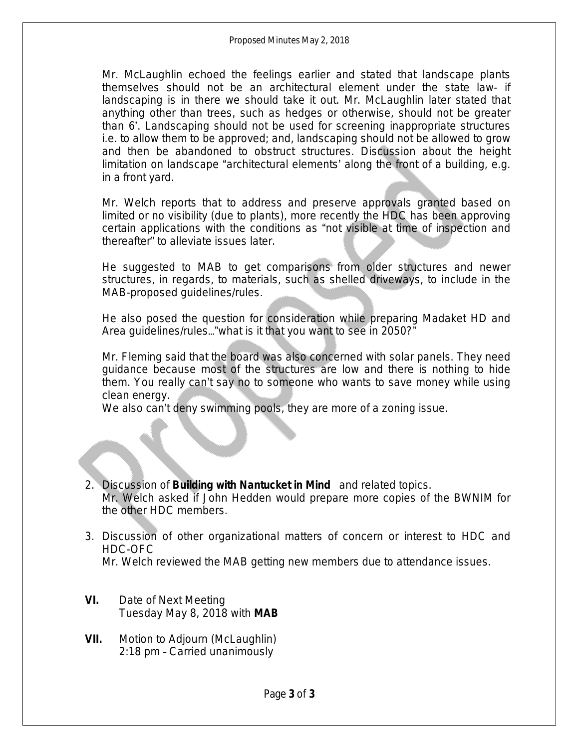Mr. McLaughlin echoed the feelings earlier and stated that landscape plants themselves should not be an architectural element under the state law- if landscaping is in there we should take it out. Mr. McLaughlin later stated that anything other than trees, such as hedges or otherwise, should not be greater than 6'. Landscaping should not be used for screening inappropriate structures i.e. to allow them to be approved; and, landscaping should not be allowed to grow and then be abandoned to obstruct structures. Discussion about the height limitation on landscape "architectural elements' along the front of a building, e.g. in a front yard.

Mr. Welch reports that to address and preserve approvals granted based on limited or no visibility (due to plants), more recently the HDC has been approving certain applications with the conditions as "not visible at time of inspection and thereafter" to alleviate issues later.

He suggested to MAB to get comparisons from older structures and newer structures, in regards, to materials, such as shelled driveways, to include in the MAB-proposed guidelines/rules.

He also posed the question for consideration while preparing Madaket HD and Area guidelines/rules…"what is it that you want to see in 2050?"

Mr. Fleming said that the board was also concerned with solar panels. They need guidance because most of the structures are low and there is nothing to hide them. You really can't say no to someone who wants to save money while using clean energy.
We also can't deny swimming pools, they are more of a zoning issue.

2. Discussion of **Building with Nantucket in Mind** and related topics.
   Mr. Welch asked if John Hedden would prepare more copies of the BWNIM for the other HDC members.

3. Discussion of other organizational matters of concern or interest to HDC and HDC-OFC
   Mr. Welch reviewed the MAB getting new members due to attendance issues.

**VI.** Date of Next Meeting
Tuesday May 8, 2018 with **MAB**

**VII.** Motion to Adjourn (McLaughlin)
2:18 pm – Carried unanimously